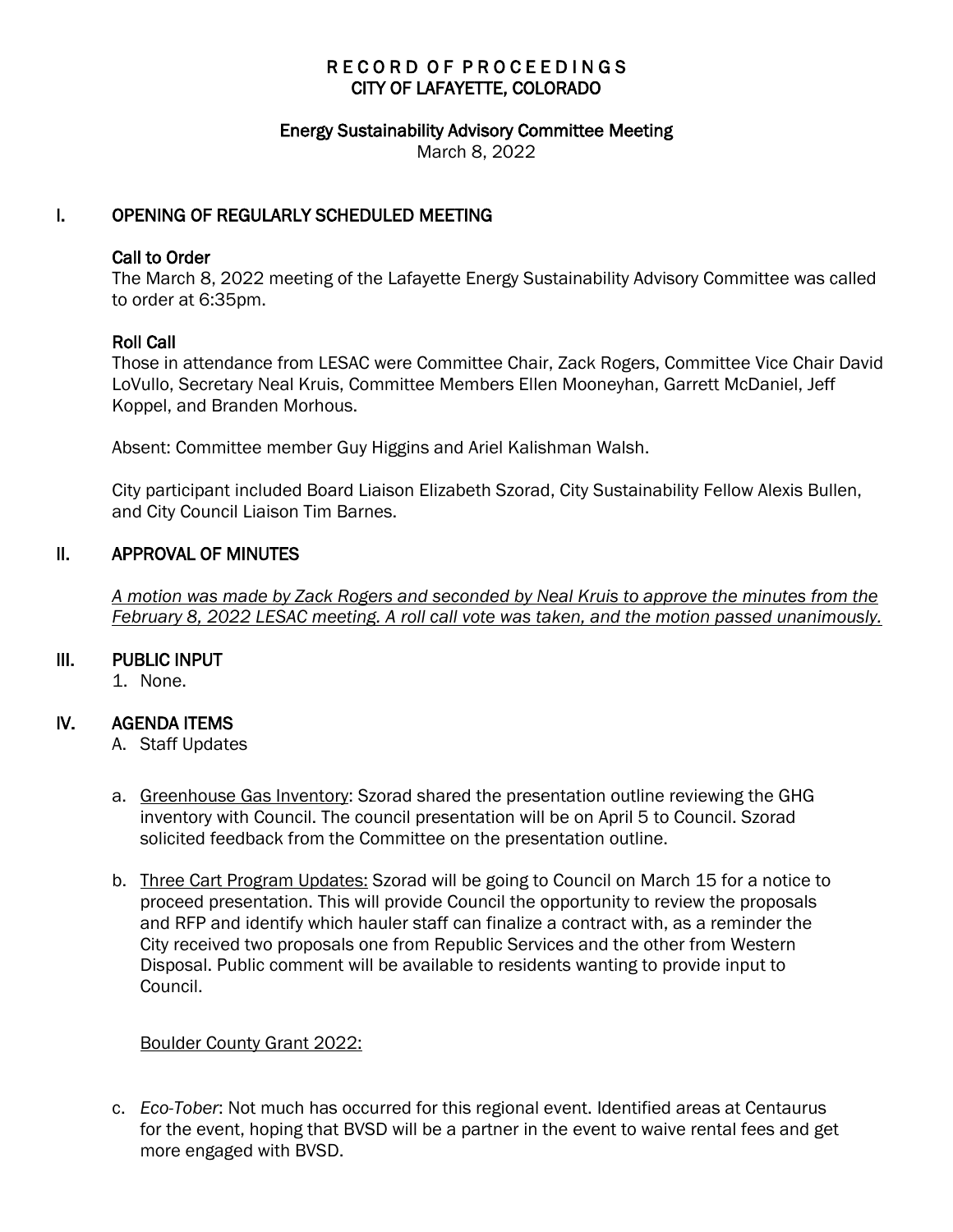# RECORD OF PROCEEDINGS
# CITY OF LAFAYETTE, COLORADO

## Energy Sustainability Advisory Committee Meeting

March 8, 2022

## I. OPENING OF REGULARLY SCHEDULED MEETING

### Call to Order

The March 8, 2022 meeting of the Lafayette Energy Sustainability Advisory Committee was called to order at 6:35pm.

### Roll Call

Those in attendance from LESAC were Committee Chair, Zack Rogers, Committee Vice Chair David LoVullo, Secretary Neal Kruis, Committee Members Ellen Mooneyhan, Garrett McDaniel, Jeff Koppel, and Branden Morhous.

Absent: Committee member Guy Higgins and Ariel Kalishman Walsh.

City participant included Board Liaison Elizabeth Szorad, City Sustainability Fellow Alexis Bullen, and City Council Liaison Tim Barnes.

## II. APPROVAL OF MINUTES

*A motion was made by Zack Rogers and seconded by Neal Kruis to approve the minutes from the February 8, 2022 LESAC meeting. A roll call vote was taken, and the motion passed unanimously.*

## III. PUBLIC INPUT

1. None.

## IV. AGENDA ITEMS

A. Staff Updates

a. Greenhouse Gas Inventory: Szorad shared the presentation outline reviewing the GHG inventory with Council. The council presentation will be on April 5 to Council. Szorad solicited feedback from the Committee on the presentation outline.

b. Three Cart Program Updates: Szorad will be going to Council on March 15 for a notice to proceed presentation. This will provide Council the opportunity to review the proposals and RFP and identify which hauler staff can finalize a contract with, as a reminder the City received two proposals one from Republic Services and the other from Western Disposal. Public comment will be available to residents wanting to provide input to Council.

Boulder County Grant 2022:

c. *Eco-Tober*: Not much has occurred for this regional event. Identified areas at Centaurus for the event, hoping that BVSD will be a partner in the event to waive rental fees and get more engaged with BVSD.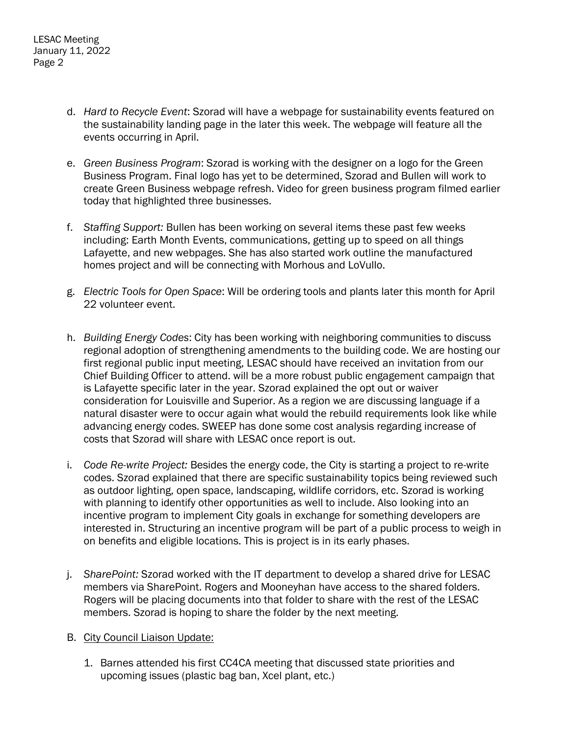d. *Hard to Recycle Event*: Szorad will have a webpage for sustainability events featured on the sustainability landing page in the later this week. The webpage will feature all the events occurring in April.

e. *Green Business Program*: Szorad is working with the designer on a logo for the Green Business Program. Final logo has yet to be determined, Szorad and Bullen will work to create Green Business webpage refresh. Video for green business program filmed earlier today that highlighted three businesses.

f. *Staffing Support:* Bullen has been working on several items these past few weeks including: Earth Month Events, communications, getting up to speed on all things Lafayette, and new webpages. She has also started work outline the manufactured homes project and will be connecting with Morhous and LoVullo.

g. *Electric Tools for Open Space*: Will be ordering tools and plants later this month for April 22 volunteer event.

h. *Building Energy Codes*: City has been working with neighboring communities to discuss regional adoption of strengthening amendments to the building code. We are hosting our first regional public input meeting, LESAC should have received an invitation from our Chief Building Officer to attend. will be a more robust public engagement campaign that is Lafayette specific later in the year. Szorad explained the opt out or waiver consideration for Louisville and Superior. As a region we are discussing language if a natural disaster were to occur again what would the rebuild requirements look like while advancing energy codes. SWEEP has done some cost analysis regarding increase of costs that Szorad will share with LESAC once report is out.

i. *Code Re-write Project:* Besides the energy code, the City is starting a project to re-write codes. Szorad explained that there are specific sustainability topics being reviewed such as outdoor lighting, open space, landscaping, wildlife corridors, etc. Szorad is working with planning to identify other opportunities as well to include. Also looking into an incentive program to implement City goals in exchange for something developers are interested in. Structuring an incentive program will be part of a public process to weigh in on benefits and eligible locations. This is project is in its early phases.

j. *SharePoint:* Szorad worked with the IT department to develop a shared drive for LESAC members via SharePoint. Rogers and Mooneyhan have access to the shared folders. Rogers will be placing documents into that folder to share with the rest of the LESAC members. Szorad is hoping to share the folder by the next meeting.

B. <u>City Council Liaison Update:</u>

1. Barnes attended his first CC4CA meeting that discussed state priorities and upcoming issues (plastic bag ban, Xcel plant, etc.)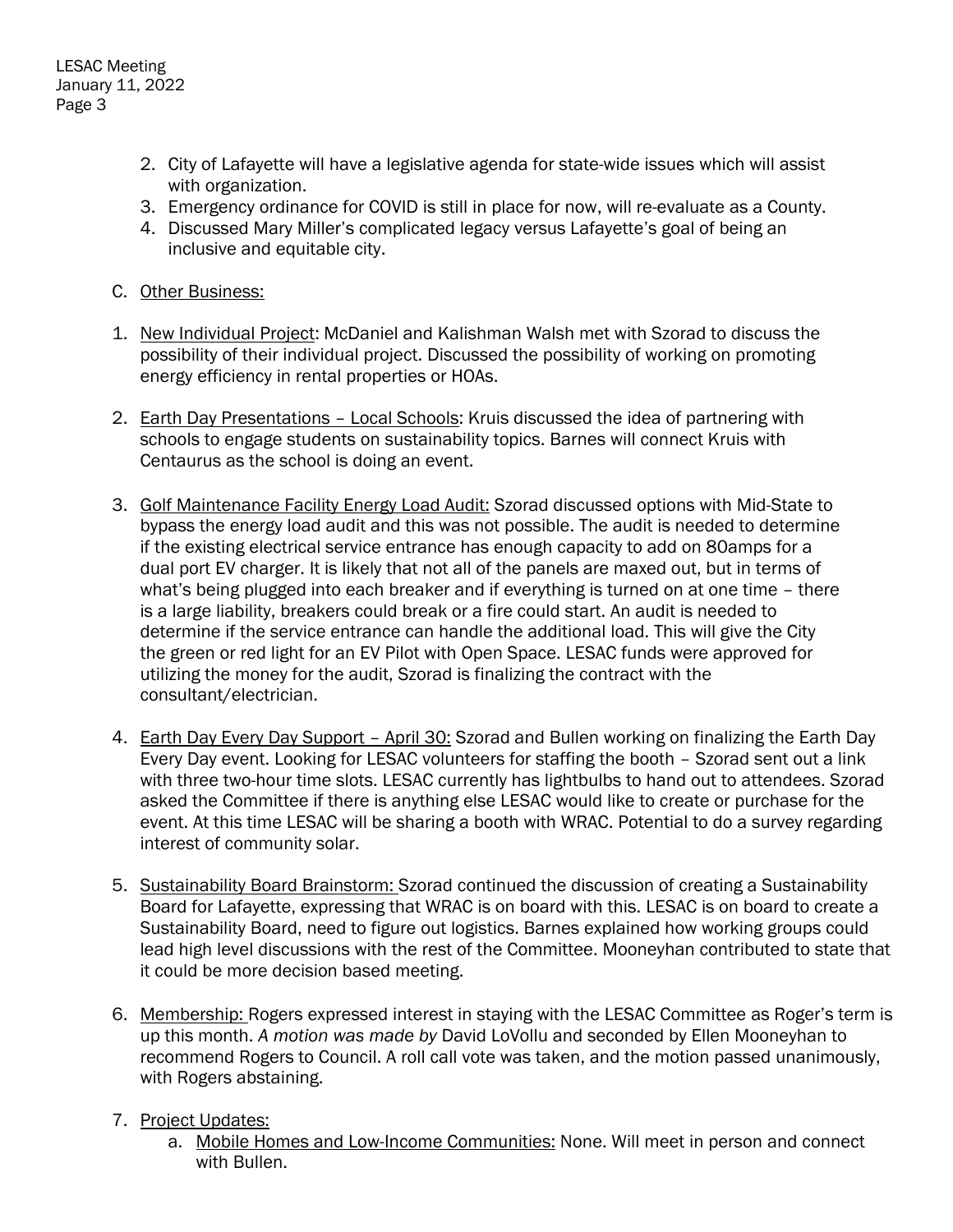2. City of Lafayette will have a legislative agenda for state-wide issues which will assist with organization.
3. Emergency ordinance for COVID is still in place for now, will re-evaluate as a County.
4. Discussed Mary Miller's complicated legacy versus Lafayette's goal of being an inclusive and equitable city.

C. <u>Other Business:</u>

1. <u>New Individual Project</u>: McDaniel and Kalishman Walsh met with Szorad to discuss the possibility of their individual project. Discussed the possibility of working on promoting energy efficiency in rental properties or HOAs.

2. <u>Earth Day Presentations – Local Schools</u>: Kruis discussed the idea of partnering with schools to engage students on sustainability topics. Barnes will connect Kruis with Centaurus as the school is doing an event.

3. <u>Golf Maintenance Facility Energy Load Audit:</u> Szorad discussed options with Mid-State to bypass the energy load audit and this was not possible. The audit is needed to determine if the existing electrical service entrance has enough capacity to add on 80amps for a dual port EV charger. It is likely that not all of the panels are maxed out, but in terms of what's being plugged into each breaker and if everything is turned on at one time – there is a large liability, breakers could break or a fire could start. An audit is needed to determine if the service entrance can handle the additional load. This will give the City the green or red light for an EV Pilot with Open Space. LESAC funds were approved for utilizing the money for the audit, Szorad is finalizing the contract with the consultant/electrician.

4. <u>Earth Day Every Day Support – April 30:</u> Szorad and Bullen working on finalizing the Earth Day Every Day event. Looking for LESAC volunteers for staffing the booth – Szorad sent out a link with three two-hour time slots. LESAC currently has lightbulbs to hand out to attendees. Szorad asked the Committee if there is anything else LESAC would like to create or purchase for the event. At this time LESAC will be sharing a booth with WRAC. Potential to do a survey regarding interest of community solar.

5. <u>Sustainability Board Brainstorm:</u> Szorad continued the discussion of creating a Sustainability Board for Lafayette, expressing that WRAC is on board with this. LESAC is on board to create a Sustainability Board, need to figure out logistics. Barnes explained how working groups could lead high level discussions with the rest of the Committee. Mooneyhan contributed to state that it could be more decision based meeting.

6. <u>Membership:</u> Rogers expressed interest in staying with the LESAC Committee as Roger's term is up this month. *A motion was made by* David LoVollu and seconded by Ellen Mooneyhan to recommend Rogers to Council. A roll call vote was taken, and the motion passed unanimously, with Rogers abstaining.

7. <u>Project Updates:</u>
   a. <u>Mobile Homes and Low-Income Communities:</u> None. Will meet in person and connect with Bullen.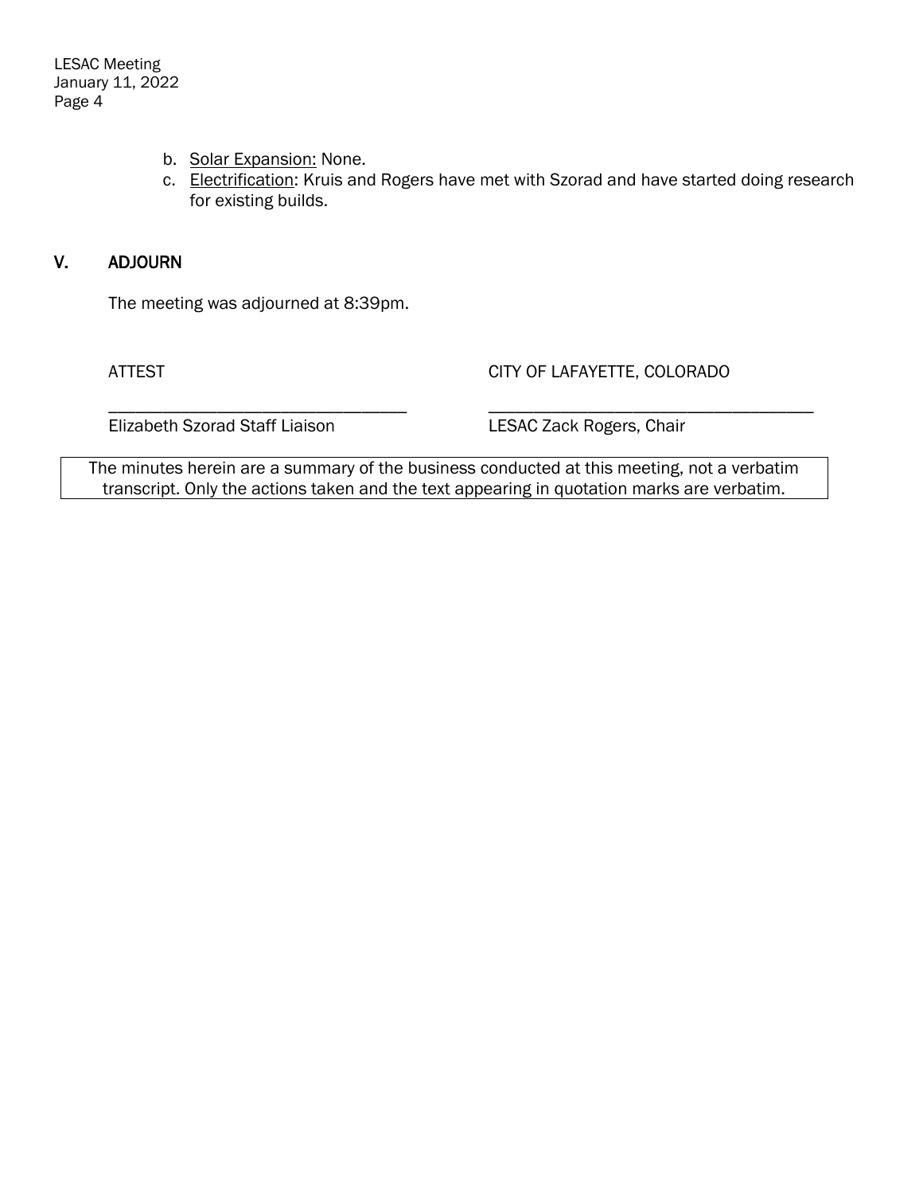b. Solar Expansion: None.
c. Electrification: Kruis and Rogers have met with Szorad and have started doing research for existing builds.

## V. ADJOURN

The meeting was adjourned at 8:39pm.

| | |
|---|---|
| ATTEST | CITY OF LAFAYETTE, COLORADO |
| ______________________________ | ______________________________ |
| Elizabeth Szorad Staff Liaison | LESAC Zack Rogers, Chair |

The minutes herein are a summary of the business conducted at this meeting, not a verbatim transcript. Only the actions taken and the text appearing in quotation marks are verbatim.